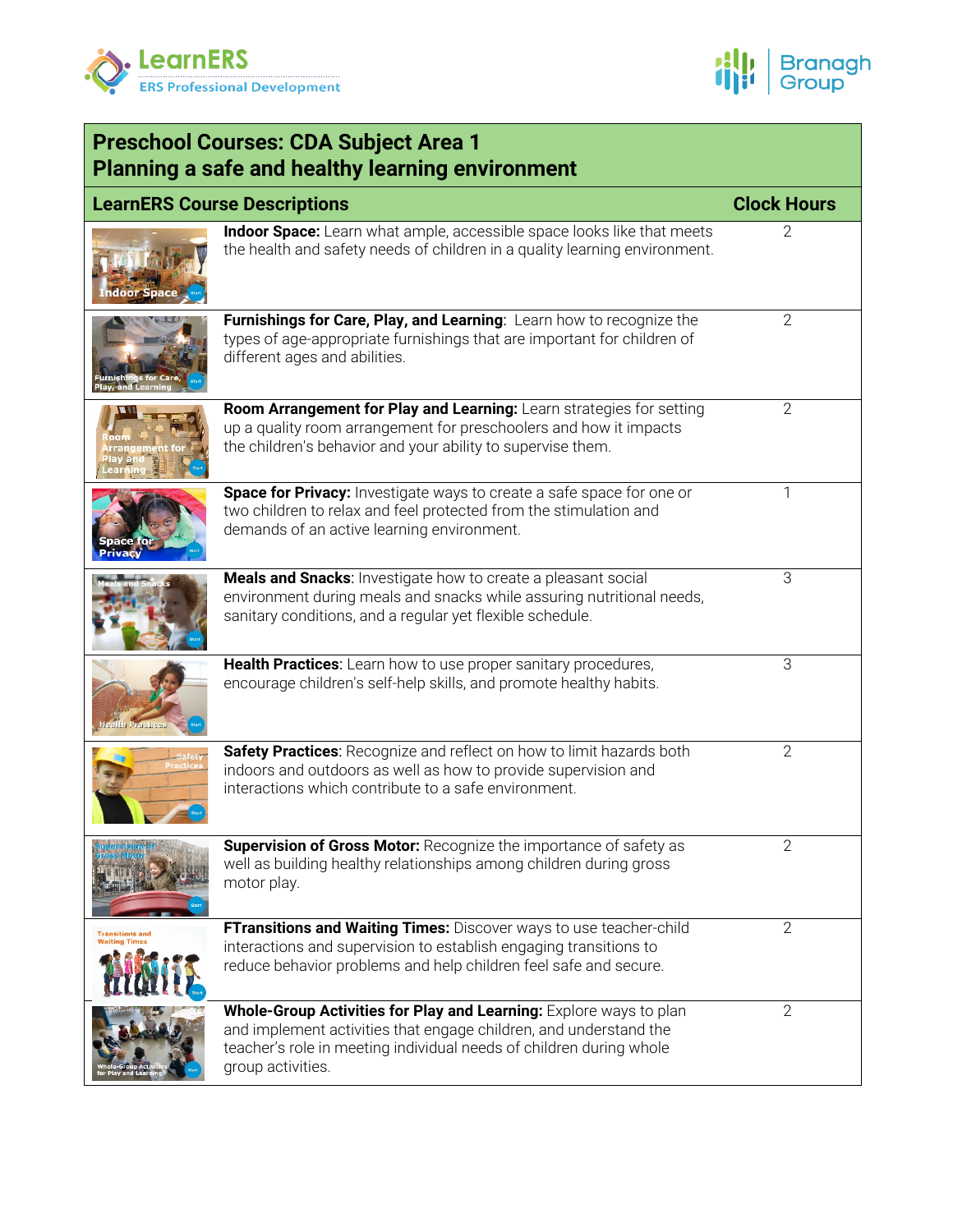# Preschool Courses: CDA Subject Area 1
## Planning a safe and healthy learning environment

| LearnERS Course Descriptions | Clock Hours |
|---|---|
| **Indoor Space:** Learn what ample, accessible space looks like that meets the health and safety needs of children in a quality learning environment. | 2 |
| **Furnishings for Care, Play, and Learning**: Learn how to recognize the types of age-appropriate furnishings that are important for children of different ages and abilities. | 2 |
| **Room Arrangement for Play and Learning:** Learn strategies for setting up a quality room arrangement for preschoolers and how it impacts the children's behavior and your ability to supervise them. | 2 |
| **Space for Privacy:** Investigate ways to create a safe space for one or two children to relax and feel protected from the stimulation and demands of an active learning environment. | 1 |
| **Meals and Snacks**: Investigate how to create a pleasant social environment during meals and snacks while assuring nutritional needs, sanitary conditions, and a regular yet flexible schedule. | 3 |
| **Health Practices**: Learn how to use proper sanitary procedures, encourage children's self-help skills, and promote healthy habits. | 3 |
| **Safety Practices**: Recognize and reflect on how to limit hazards both indoors and outdoors as well as how to provide supervision and interactions which contribute to a safe environment. | 2 |
| **Supervision of Gross Motor:** Recognize the importance of safety as well as building healthy relationships among children during gross motor play. | 2 |
| **FTransitions and Waiting Times:** Discover ways to use teacher-child interactions and supervision to establish engaging transitions to reduce behavior problems and help children feel safe and secure. | 2 |
| **Whole-Group Activities for Play and Learning:** Explore ways to plan and implement activities that engage children, and understand the teacher's role in meeting individual needs of children during whole group activities. | 2 |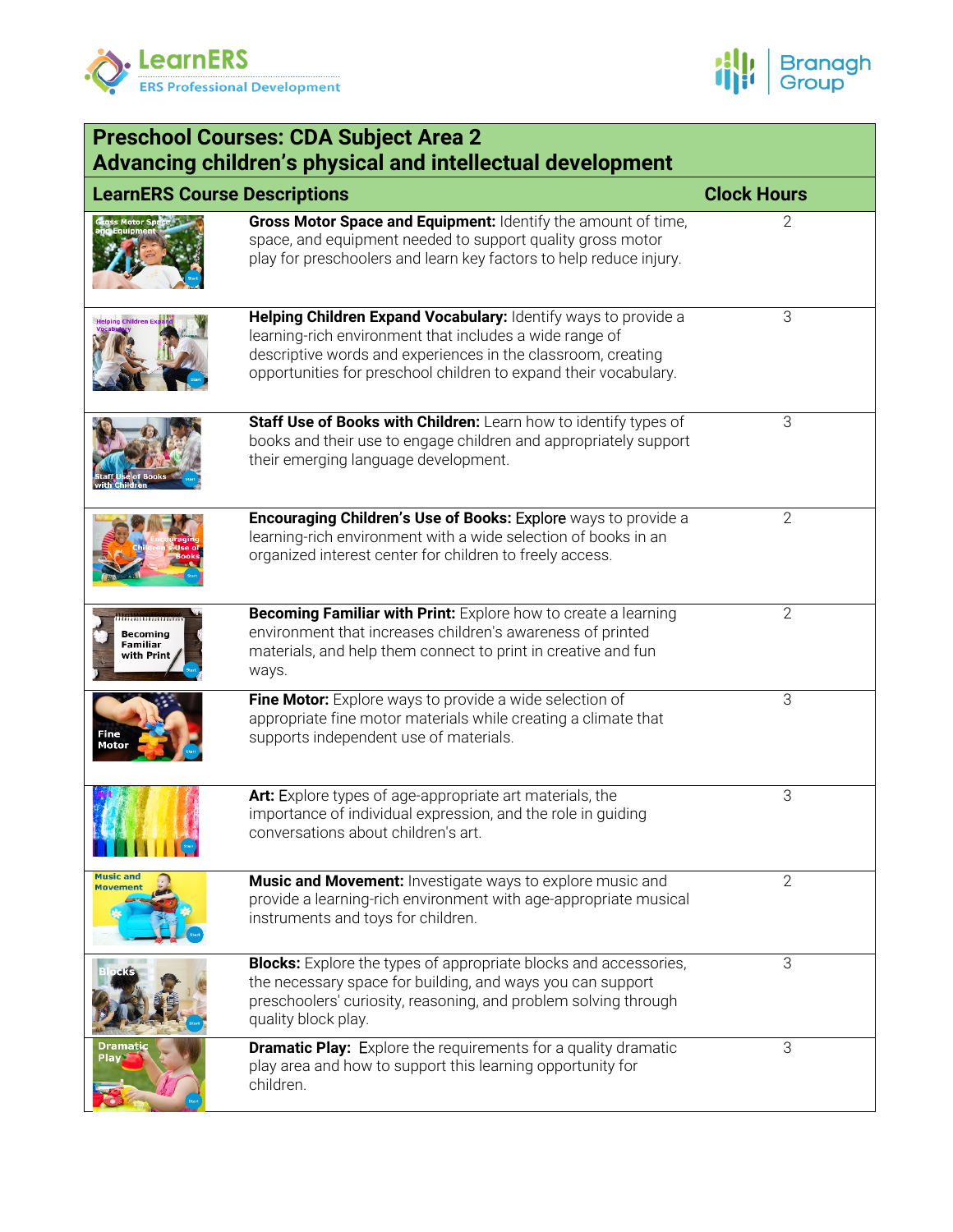| **Preschool Courses: CDA Subject Area 2**<br>**Advancing children's physical and intellectual development** | | |
|---|---|---|
| **LearnERS Course Descriptions** | | **Clock Hours** |
| | **Gross Motor Space and Equipment:** Identify the amount of time, space, and equipment needed to support quality gross motor play for preschoolers and learn key factors to help reduce injury. | 2 |
| | **Helping Children Expand Vocabulary:** Identify ways to provide a learning-rich environment that includes a wide range of descriptive words and experiences in the classroom, creating opportunities for preschool children to expand their vocabulary. | 3 |
| | **Staff Use of Books with Children:** Learn how to identify types of books and their use to engage children and appropriately support their emerging language development. | 3 |
| | **Encouraging Children's Use of Books:** Explore ways to provide a learning-rich environment with a wide selection of books in an organized interest center for children to freely access. | 2 |
| | **Becoming Familiar with Print:** Explore how to create a learning environment that increases children's awareness of printed materials, and help them connect to print in creative and fun ways. | 2 |
| | **Fine Motor:** Explore ways to provide a wide selection of appropriate fine motor materials while creating a climate that supports independent use of materials. | 3 |
| | **Art:** Explore types of age-appropriate art materials, the importance of individual expression, and the role in guiding conversations about children's art. | 3 |
| | **Music and Movement:** Investigate ways to explore music and provide a learning-rich environment with age-appropriate musical instruments and toys for children. | 2 |
| | **Blocks:** Explore the types of appropriate blocks and accessories, the necessary space for building, and ways you can support preschoolers' curiosity, reasoning, and problem solving through quality block play. | 3 |
| | **Dramatic Play:** Explore the requirements for a quality dramatic play area and how to support this learning opportunity for children. | 3 |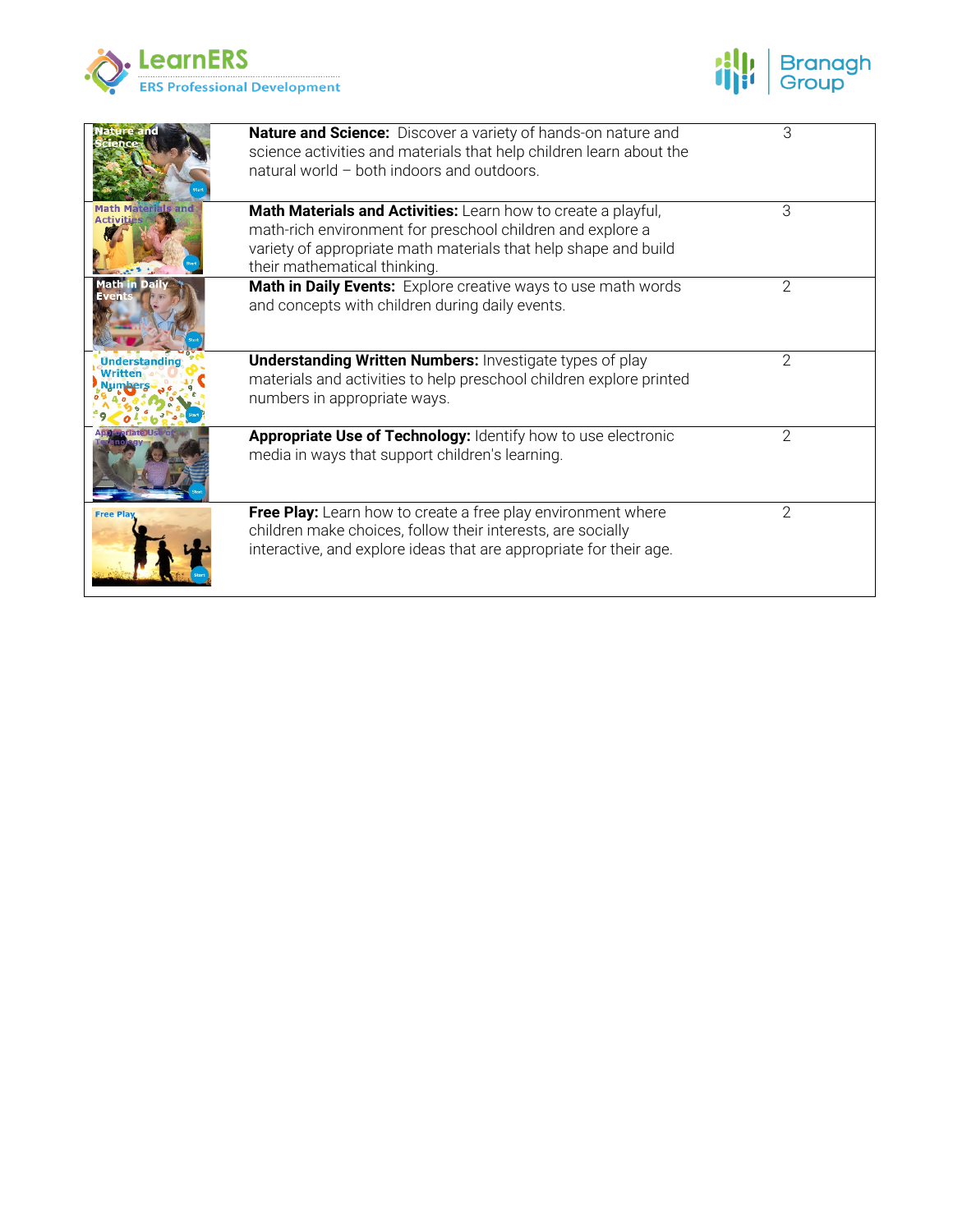| | | |
|---|---|---|
| Nature and Science | **Nature and Science:** Discover a variety of hands-on nature and science activities and materials that help children learn about the natural world – both indoors and outdoors. | 3 |
| Math Materials and Activities | **Math Materials and Activities:** Learn how to create a playful, math-rich environment for preschool children and explore a variety of appropriate math materials that help shape and build their mathematical thinking. | 3 |
| Math in Daily Events | **Math in Daily Events:** Explore creative ways to use math words and concepts with children during daily events. | 2 |
| Understanding Written Numbers | **Understanding Written Numbers:** Investigate types of play materials and activities to help preschool children explore printed numbers in appropriate ways. | 2 |
| Appropriate Use of Technology | **Appropriate Use of Technology:** Identify how to use electronic media in ways that support children's learning. | 2 |
| Free Play | **Free Play:** Learn how to create a free play environment where children make choices, follow their interests, are socially interactive, and explore ideas that are appropriate for their age. | 2 |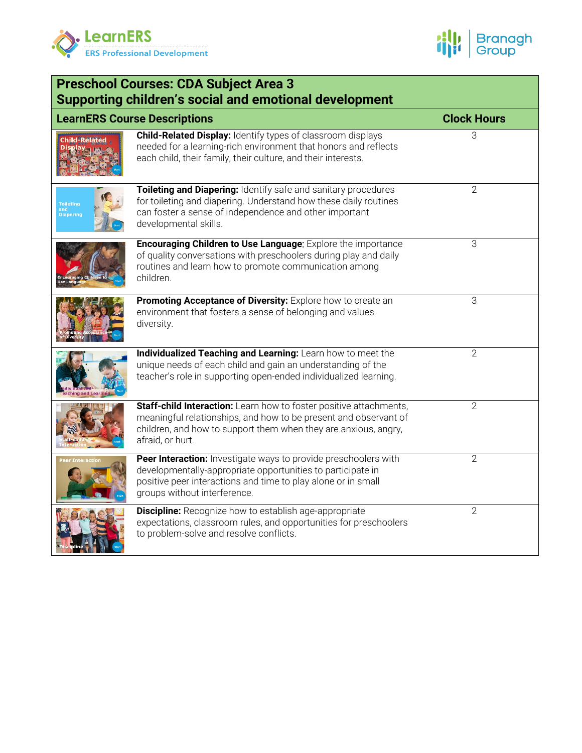## Preschool Courses: CDA Subject Area 3
## Supporting children's social and emotional development

| LearnERS Course Descriptions | | Clock Hours |
|---|---|---|
| | **Child-Related Display:** Identify types of classroom displays needed for a learning-rich environment that honors and reflects each child, their family, their culture, and their interests. | 3 |
| | **Toileting and Diapering:** Identify safe and sanitary procedures for toileting and diapering. Understand how these daily routines can foster a sense of independence and other important developmental skills. | 2 |
| | **Encouraging Children to Use Language:** Explore the importance of quality conversations with preschoolers during play and daily routines and learn how to promote communication among children. | 3 |
| | **Promoting Acceptance of Diversity:** Explore how to create an environment that fosters a sense of belonging and values diversity. | 3 |
| | **Individualized Teaching and Learning:** Learn how to meet the unique needs of each child and gain an understanding of the teacher's role in supporting open-ended individualized learning. | 2 |
| | **Staff-child Interaction:** Learn how to foster positive attachments, meaningful relationships, and how to be present and observant of children, and how to support them when they are anxious, angry, afraid, or hurt. | 2 |
| | **Peer Interaction:** Investigate ways to provide preschoolers with developmentally-appropriate opportunities to participate in positive peer interactions and time to play alone or in small groups without interference. | 2 |
| | **Discipline:** Recognize how to establish age-appropriate expectations, classroom rules, and opportunities for preschoolers to problem-solve and resolve conflicts. | 2 |